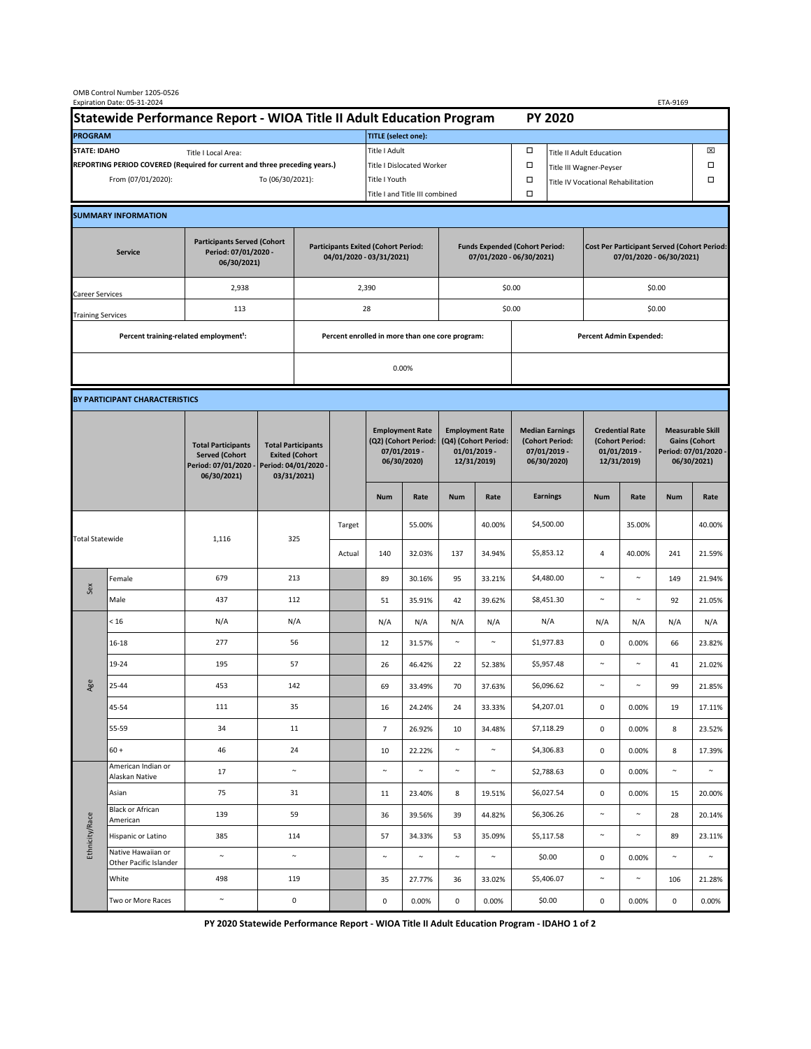OMB Control Number 1205-0526
Expiration Date: 05-31-2024

ETA-9169

# Statewide Performance Report - WIOA Title II Adult Education Program — PY 2020

| PROGRAM | | TITLE (select one): | | | |
|---|---|---|---|---|---|
| STATE: IDAHO | Title I Local Area: | Title I Adult | ☐ | Title II Adult Education | ☒ |
| REPORTING PERIOD COVERED (Required for current and three preceding years.) | | Title I Dislocated Worker | ☐ | Title III Wagner-Peyser | ☐ |
| From (07/01/2020): | To (06/30/2021): | Title I Youth | ☐ | Title IV Vocational Rehabilitation | ☐ |
| | | Title I and Title III combined | ☐ | | |

## SUMMARY INFORMATION

| Service | Participants Served (Cohort Period: 07/01/2020 - 06/30/2021) | Participants Exited (Cohort Period: 04/01/2020 - 03/31/2021) | Funds Expended (Cohort Period: 07/01/2020 - 06/30/2021) | Cost Per Participant Served (Cohort Period: 07/01/2020 - 06/30/2021) |
|---|---|---|---|---|
| Career Services | 2,938 | 2,390 | $0.00 | $0.00 |
| Training Services | 113 | 28 | $0.00 | $0.00 |

| Percent training-related employment[1]: | Percent enrolled in more than one core program: | Percent Admin Expended: |
|---|---|---|
| | 0.00% | |

## BY PARTICIPANT CHARACTERISTICS

| | | Total Participants Served (Cohort Period: 07/01/2020 - 06/30/2021) | Total Participants Exited (Cohort Period: 04/01/2020 - 03/31/2021) | | Employment Rate (Q2) (Cohort Period: 07/01/2019 - 06/30/2020) Num | Employment Rate (Q2) Rate | Employment Rate (Q4) (Cohort Period: 01/01/2019 - 12/31/2019) Num | Employment Rate (Q4) Rate | Median Earnings (Cohort Period: 07/01/2019 - 06/30/2020) Earnings | Credential Rate (Cohort Period: 01/01/2019 - 12/31/2019) Num | Credential Rate Rate | Measurable Skill Gains (Cohort Period: 07/01/2020 - 06/30/2021) Num | Measurable Skill Gains Rate |
|---|---|---|---|---|---|---|---|---|---|---|---|---|---|
| Total Statewide | | 1,116 | 325 | Target | | 55.00% | | 40.00% | $4,500.00 | | 35.00% | | 40.00% |
| | | | | Actual | 140 | 32.03% | 137 | 34.94% | $5,853.12 | 4 | 40.00% | 241 | 21.59% |
| Sex | Female | 679 | 213 | | 89 | 30.16% | 95 | 33.21% | $4,480.00 | ~ | ~ | 149 | 21.94% |
| | Male | 437 | 112 | | 51 | 35.91% | 42 | 39.62% | $8,451.30 | ~ | ~ | 92 | 21.05% |
| Age | < 16 | N/A | N/A | | N/A | N/A | N/A | N/A | N/A | N/A | N/A | N/A | N/A |
| | 16-18 | 277 | 56 | | 12 | 31.57% | ~ | ~ | $1,977.83 | 0 | 0.00% | 66 | 23.82% |
| | 19-24 | 195 | 57 | | 26 | 46.42% | 22 | 52.38% | $5,957.48 | ~ | ~ | 41 | 21.02% |
| | 25-44 | 453 | 142 | | 69 | 33.49% | 70 | 37.63% | $6,096.62 | ~ | ~ | 99 | 21.85% |
| | 45-54 | 111 | 35 | | 16 | 24.24% | 24 | 33.33% | $4,207.01 | 0 | 0.00% | 19 | 17.11% |
| | 55-59 | 34 | 11 | | 7 | 26.92% | 10 | 34.48% | $7,118.29 | 0 | 0.00% | 8 | 23.52% |
| | 60 + | 46 | 24 | | 10 | 22.22% | ~ | ~ | $4,306.83 | 0 | 0.00% | 8 | 17.39% |
| Ethnicity/Race | American Indian or Alaskan Native | 17 | ~ | | ~ | ~ | ~ | ~ | $2,788.63 | 0 | 0.00% | ~ | ~ |
| | Asian | 75 | 31 | | 11 | 23.40% | 8 | 19.51% | $6,027.54 | 0 | 0.00% | 15 | 20.00% |
| | Black or African American | 139 | 59 | | 36 | 39.56% | 39 | 44.82% | $6,306.26 | ~ | ~ | 28 | 20.14% |
| | Hispanic or Latino | 385 | 114 | | 57 | 34.33% | 53 | 35.09% | $5,117.58 | ~ | ~ | 89 | 23.11% |
| | Native Hawaiian or Other Pacific Islander | ~ | ~ | | ~ | ~ | ~ | ~ | $0.00 | 0 | 0.00% | ~ | ~ |
| | White | 498 | 119 | | 35 | 27.77% | 36 | 33.02% | $5,406.07 | ~ | ~ | 106 | 21.28% |
| | Two or More Races | ~ | 0 | | 0 | 0.00% | 0 | 0.00% | $0.00 | 0 | 0.00% | 0 | 0.00% |

PY 2020 Statewide Performance Report - WIOA Title II Adult Education Program - IDAHO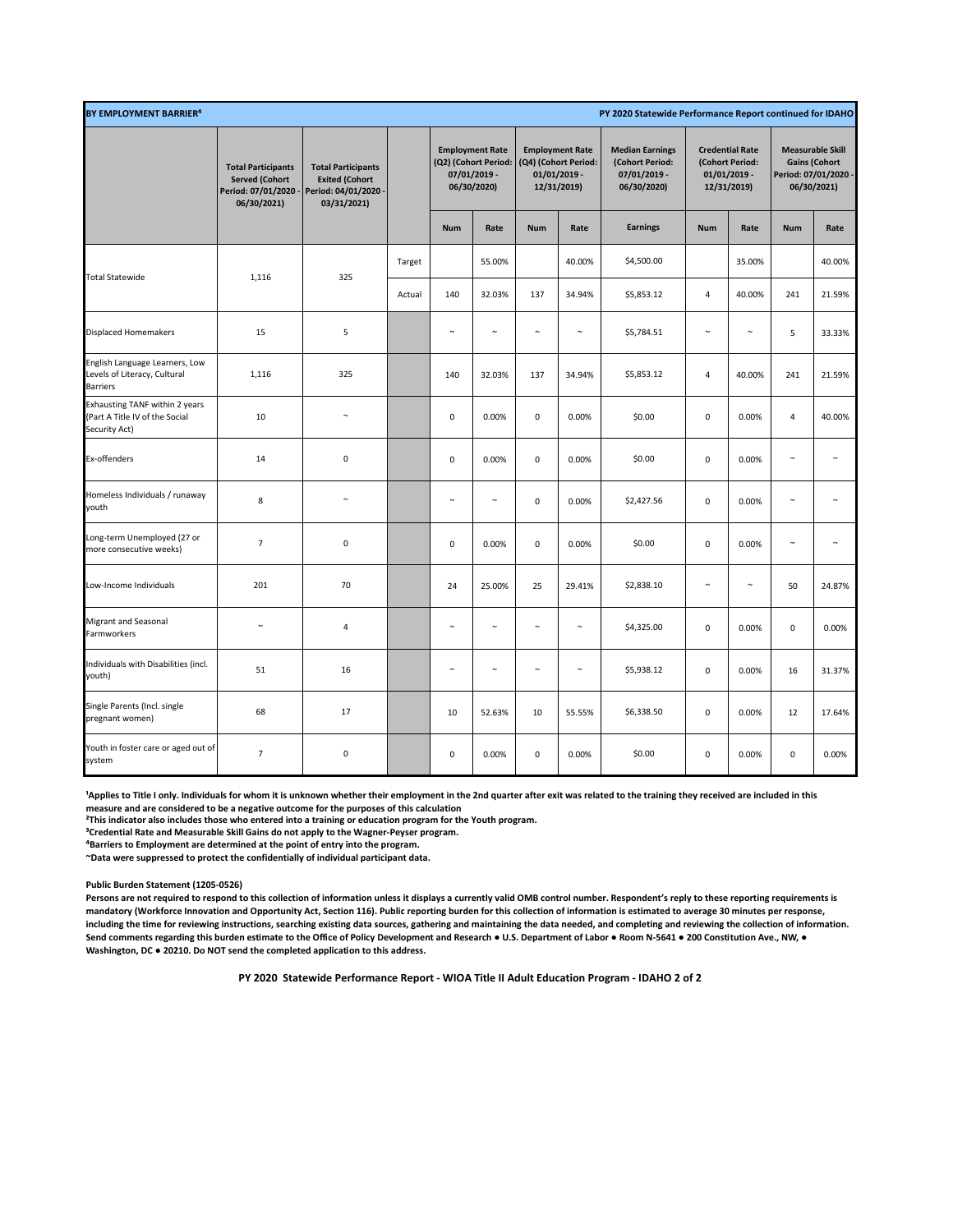**BY EMPLOYMENT BARRIER[4]** — PY 2020 Statewide Performance Report continued for IDAHO

| | Total Participants Served (Cohort Period: 07/01/2020 - 06/30/2021) | Total Participants Exited (Cohort Period: 04/01/2020 - 03/31/2021) | | Employment Rate (Q2) (Cohort Period: 07/01/2019 - 06/30/2020) | | Employment Rate (Q4) (Cohort Period: 01/01/2019 - 12/31/2019) | | Median Earnings (Cohort Period: 07/01/2019 - 06/30/2020) | Credential Rate (Cohort Period: 01/01/2019 - 12/31/2019) | | Measurable Skill Gains (Cohort Period: 07/01/2020 - 06/30/2021) | |
|---|---|---|---|---|---|---|---|---|---|---|---|---|
| | | | | Num | Rate | Num | Rate | Earnings | Num | Rate | Num | Rate |
| Total Statewide | 1,116 | 325 | Target | | 55.00% | | 40.00% | $4,500.00 | | 35.00% | | 40.00% |
| | | | Actual | 140 | 32.03% | 137 | 34.94% | $5,853.12 | 4 | 40.00% | 241 | 21.59% |
| Displaced Homemakers | 15 | 5 | | ~ | ~ | ~ | ~ | $5,784.51 | ~ | ~ | 5 | 33.33% |
| English Language Learners, Low Levels of Literacy, Cultural Barriers | 1,116 | 325 | | 140 | 32.03% | 137 | 34.94% | $5,853.12 | 4 | 40.00% | 241 | 21.59% |
| Exhausting TANF within 2 years (Part A Title IV of the Social Security Act) | 10 | ~ | | 0 | 0.00% | 0 | 0.00% | $0.00 | 0 | 0.00% | 4 | 40.00% |
| Ex-offenders | 14 | 0 | | 0 | 0.00% | 0 | 0.00% | $0.00 | 0 | 0.00% | ~ | ~ |
| Homeless Individuals / runaway youth | 8 | ~ | | ~ | ~ | 0 | 0.00% | $2,427.56 | 0 | 0.00% | ~ | ~ |
| Long-term Unemployed (27 or more consecutive weeks) | 7 | 0 | | 0 | 0.00% | 0 | 0.00% | $0.00 | 0 | 0.00% | ~ | ~ |
| Low-Income Individuals | 201 | 70 | | 24 | 25.00% | 25 | 29.41% | $2,838.10 | ~ | ~ | 50 | 24.87% |
| Migrant and Seasonal Farmworkers | ~ | 4 | | ~ | ~ | ~ | ~ | $4,325.00 | 0 | 0.00% | 0 | 0.00% |
| Individuals with Disabilities (incl. youth) | 51 | 16 | | ~ | ~ | ~ | ~ | $5,938.12 | 0 | 0.00% | 16 | 31.37% |
| Single Parents (Incl. single pregnant women) | 68 | 17 | | 10 | 52.63% | 10 | 55.55% | $6,338.50 | 0 | 0.00% | 12 | 17.64% |
| Youth in foster care or aged out of system | 7 | 0 | | 0 | 0.00% | 0 | 0.00% | $0.00 | 0 | 0.00% | 0 | 0.00% |

**[1]Applies to Title I only. Individuals for whom it is unknown whether their employment in the 2nd quarter after exit was related to the training they received are included in this measure and are considered to be a negative outcome for the purposes of this calculation**
**[2]This indicator also includes those who entered into a training or education program for the Youth program.**
**[3]Credential Rate and Measurable Skill Gains do not apply to the Wagner-Peyser program.**
**[4]Barriers to Employment are determined at the point of entry into the program.**
**~Data were suppressed to protect the confidentially of individual participant data.**

**Public Burden Statement (1205-0526)**

**Persons are not required to respond to this collection of information unless it displays a currently valid OMB control number. Respondent's reply to these reporting requirements is mandatory (Workforce Innovation and Opportunity Act, Section 116). Public reporting burden for this collection of information is estimated to average 30 minutes per response, including the time for reviewing instructions, searching existing data sources, gathering and maintaining the data needed, and completing and reviewing the collection of information. Send comments regarding this burden estimate to the Office of Policy Development and Research ● U.S. Department of Labor ● Room N-5641 ● 200 Constitution Ave., NW, ● Washington, DC ● 20210. Do NOT send the completed application to this address.**

**PY 2020 Statewide Performance Report - WIOA Title II Adult Education Program - IDAHO 2 of 2**